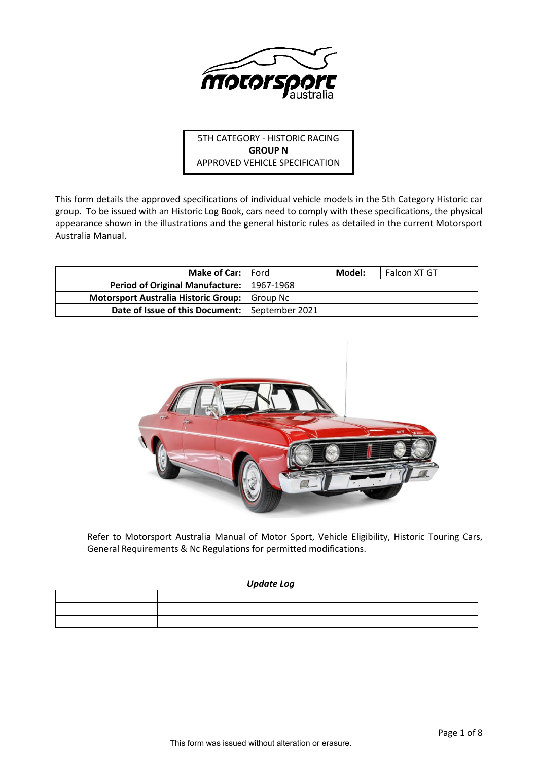5TH CATEGORY - HISTORIC RACING
**GROUP N**
APPROVED VEHICLE SPECIFICATION

This form details the approved specifications of individual vehicle models in the 5th Category Historic car group. To be issued with an Historic Log Book, cars need to comply with these specifications, the physical appearance shown in the illustrations and the general historic rules as detailed in the current Motorsport Australia Manual.

| **Make of Car:** | Ford | **Model:** | Falcon XT GT |
|---|---|---|---|
| **Period of Original Manufacture:** | 1967-1968 | | |
| **Motorsport Australia Historic Group:** | Group Nc | | |
| **Date of Issue of this Document:** | September 2021 | | |

Refer to Motorsport Australia Manual of Motor Sport, Vehicle Eligibility, Historic Touring Cars, General Requirements & Nc Regulations for permitted modifications.

***Update Log***

| | |
|---|---|
| | |
| | |
| | |

This form was issued without alteration or erasure.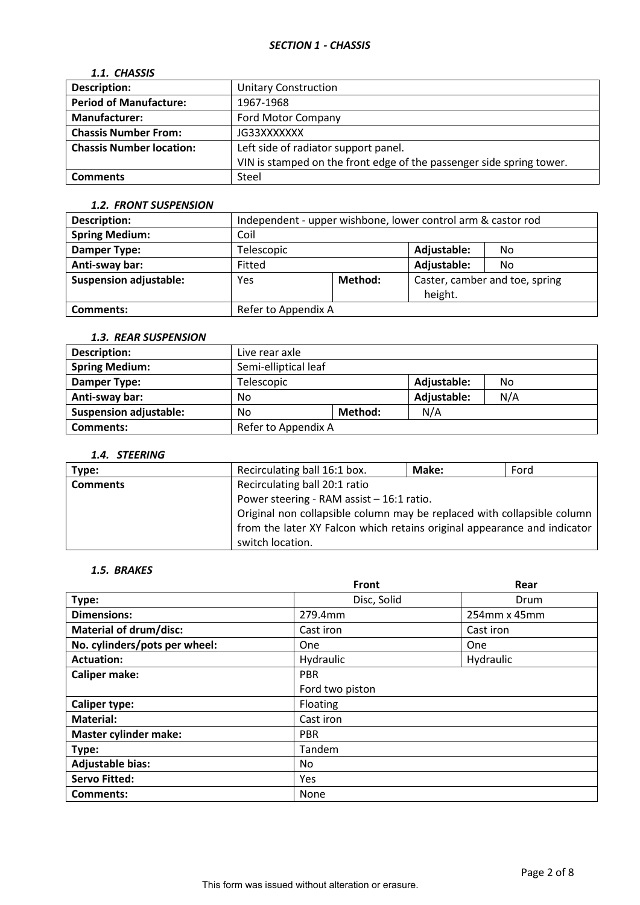## *SECTION 1 - CHASSIS*

### *1.1. CHASSIS*

| **Description:** | Unitary Construction |
|---|---|
| **Period of Manufacture:** | 1967-1968 |
| **Manufacturer:** | Ford Motor Company |
| **Chassis Number From:** | JG33XXXXXXX |
| **Chassis Number location:** | Left side of radiator support panel.<br>VIN is stamped on the front edge of the passenger side spring tower. |
| **Comments** | Steel |

### *1.2. FRONT SUSPENSION*

| **Description:** | Independent - upper wishbone, lower control arm & castor rod | | | |
|---|---|---|---|---|
| **Spring Medium:** | Coil | | | |
| **Damper Type:** | Telescopic | | **Adjustable:** | No |
| **Anti-sway bar:** | Fitted | | **Adjustable:** | No |
| **Suspension adjustable:** | Yes | **Method:** | Caster, camber and toe, spring height. | |
| **Comments:** | Refer to Appendix A | | | |

### *1.3. REAR SUSPENSION*

| **Description:** | Live rear axle | | | |
|---|---|---|---|---|
| **Spring Medium:** | Semi-elliptical leaf | | | |
| **Damper Type:** | Telescopic | | **Adjustable:** | No |
| **Anti-sway bar:** | No | | **Adjustable:** | N/A |
| **Suspension adjustable:** | No | **Method:** | N/A | |
| **Comments:** | Refer to Appendix A | | | |

### *1.4. STEERING*

| **Type:** | Recirculating ball 16:1 box. | **Make:** | Ford |
|---|---|---|---|
| **Comments** | Recirculating ball 20:1 ratio<br>Power steering - RAM assist – 16:1 ratio.<br>Original non collapsible column may be replaced with collapsible column from the later XY Falcon which retains original appearance and indicator switch location. | | |

### *1.5. BRAKES*

| | **Front** | **Rear** |
|---|---|---|
| **Type:** | Disc, Solid | Drum |
| **Dimensions:** | 279.4mm | 254mm x 45mm |
| **Material of drum/disc:** | Cast iron | Cast iron |
| **No. cylinders/pots per wheel:** | One | One |
| **Actuation:** | Hydraulic | Hydraulic |
| **Caliper make:** | PBR<br>Ford two piston | |
| **Caliper type:** | Floating | |
| **Material:** | Cast iron | |
| **Master cylinder make:** | PBR | |
| **Type:** | Tandem | |
| **Adjustable bias:** | No | |
| **Servo Fitted:** | Yes | |
| **Comments:** | None | |

This form was issued without alteration or erasure.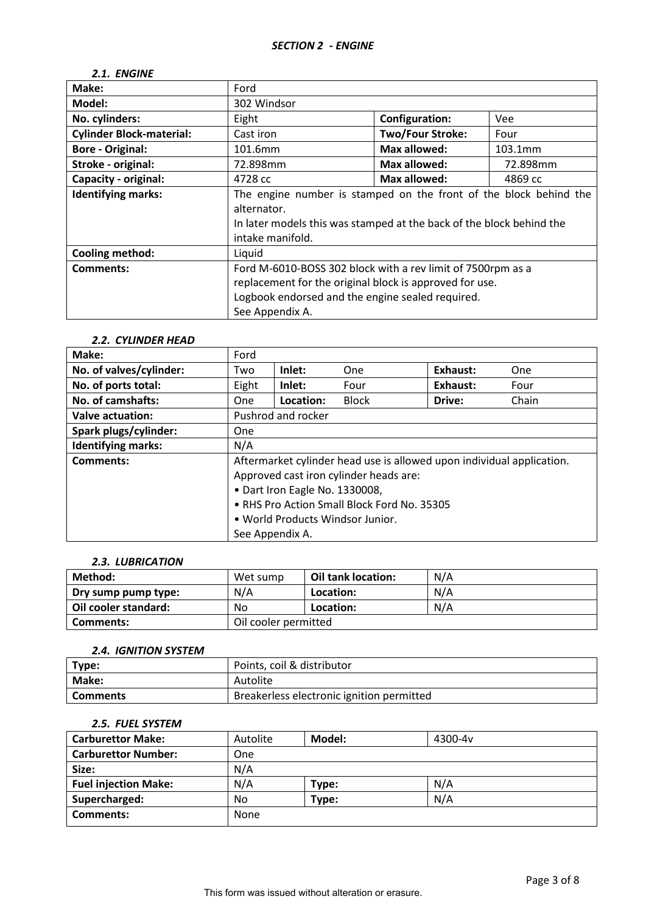## *SECTION 2 - ENGINE*

### *2.1. ENGINE*

| **Make:** | Ford | | |
|---|---|---|---|
| **Model:** | 302 Windsor | | |
| **No. cylinders:** | Eight | **Configuration:** | Vee |
| **Cylinder Block-material:** | Cast iron | **Two/Four Stroke:** | Four |
| **Bore - Original:** | 101.6mm | **Max allowed:** | 103.1mm |
| **Stroke - original:** | 72.898mm | **Max allowed:** | 72.898mm |
| **Capacity - original:** | 4728 cc | **Max allowed:** | 4869 cc |
| **Identifying marks:** | The engine number is stamped on the front of the block behind the alternator.<br>In later models this was stamped at the back of the block behind the intake manifold. | | |
| **Cooling method:** | Liquid | | |
| **Comments:** | Ford M-6010-BOSS 302 block with a rev limit of 7500rpm as a replacement for the original block is approved for use.<br>Logbook endorsed and the engine sealed required.<br>See Appendix A. | | |

### *2.2. CYLINDER HEAD*

| **Make:** | Ford | | | | |
|---|---|---|---|---|---|
| **No. of valves/cylinder:** | Two | **Inlet:** | One | **Exhaust:** | One |
| **No. of ports total:** | Eight | **Inlet:** | Four | **Exhaust:** | Four |
| **No. of camshafts:** | One | **Location:** | Block | **Drive:** | Chain |
| **Valve actuation:** | Pushrod and rocker | | | | |
| **Spark plugs/cylinder:** | One | | | | |
| **Identifying marks:** | N/A | | | | |
| **Comments:** | Aftermarket cylinder head use is allowed upon individual application.<br>Approved cast iron cylinder heads are:<br>• Dart Iron Eagle No. 1330008,<br>• RHS Pro Action Small Block Ford No. 35305<br>• World Products Windsor Junior.<br>See Appendix A. | | | | |

### *2.3. LUBRICATION*

| **Method:** | Wet sump | **Oil tank location:** | N/A |
|---|---|---|---|
| **Dry sump pump type:** | N/A | **Location:** | N/A |
| **Oil cooler standard:** | No | **Location:** | N/A |
| **Comments:** | Oil cooler permitted | | |

### *2.4. IGNITION SYSTEM*

| **Type:** | Points, coil & distributor |
|---|---|
| **Make:** | Autolite |
| **Comments** | Breakerless electronic ignition permitted |

### *2.5. FUEL SYSTEM*

| **Carburettor Make:** | Autolite | **Model:** | 4300-4v |
|---|---|---|---|
| **Carburettor Number:** | One | | |
| **Size:** | N/A | | |
| **Fuel injection Make:** | N/A | **Type:** | N/A |
| **Supercharged:** | No | **Type:** | N/A |
| **Comments:** | None | | |

This form was issued without alteration or erasure.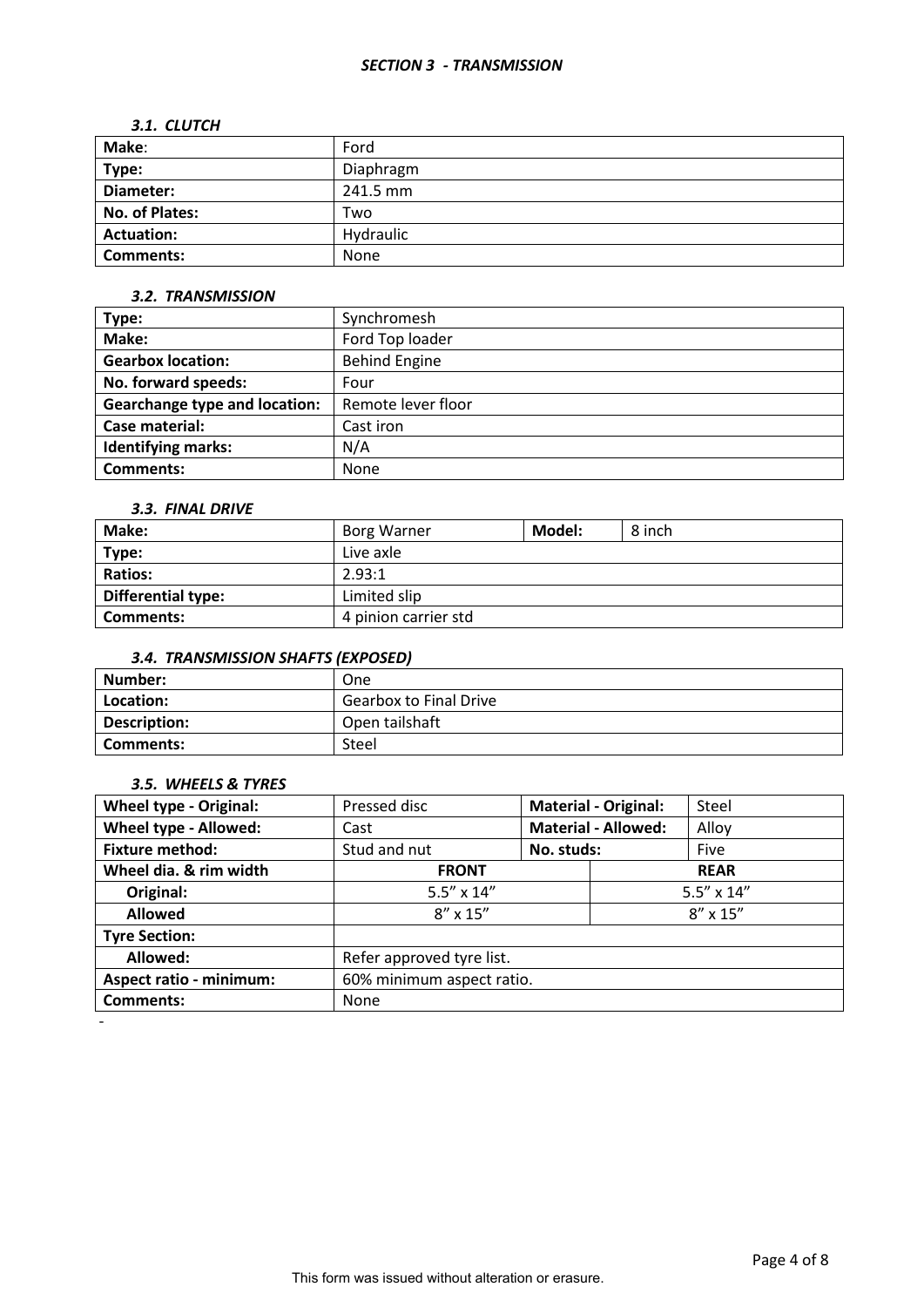## *SECTION 3 - TRANSMISSION*

### *3.1. CLUTCH*

| | |
|---|---|
| **Make**: | Ford |
| **Type:** | Diaphragm |
| **Diameter:** | 241.5 mm |
| **No. of Plates:** | Two |
| **Actuation:** | Hydraulic |
| **Comments:** | None |

### *3.2. TRANSMISSION*

| | |
|---|---|
| **Type:** | Synchromesh |
| **Make:** | Ford Top loader |
| **Gearbox location:** | Behind Engine |
| **No. forward speeds:** | Four |
| **Gearchange type and location:** | Remote lever floor |
| **Case material:** | Cast iron |
| **Identifying marks:** | N/A |
| **Comments:** | None |

### *3.3. FINAL DRIVE*

| | | | |
|---|---|---|---|
| **Make:** | Borg Warner | **Model:** | 8 inch |
| **Type:** | Live axle | | |
| **Ratios:** | 2.93:1 | | |
| **Differential type:** | Limited slip | | |
| **Comments:** | 4 pinion carrier std | | |

### *3.4. TRANSMISSION SHAFTS (EXPOSED)*

| | |
|---|---|
| **Number:** | One |
| **Location:** | Gearbox to Final Drive |
| **Description:** | Open tailshaft |
| **Comments:** | Steel |

### *3.5. WHEELS & TYRES*

| | | | |
|---|---|---|---|
| **Wheel type - Original:** | Pressed disc | **Material - Original:** | Steel |
| **Wheel type - Allowed:** | Cast | **Material - Allowed:** | Alloy |
| **Fixture method:** | Stud and nut | **No. studs:** | Five |
| **Wheel dia. & rim width** | **FRONT** | | **REAR** |
| **Original:** | 5.5" x 14" | | 5.5" x 14" |
| **Allowed** | 8" x 15" | | 8" x 15" |
| **Tyre Section:** | | | |
| **Allowed:** | Refer approved tyre list. | | |
| **Aspect ratio - minimum:** | 60% minimum aspect ratio. | | |
| **Comments:** | None | | |

-

This form was issued without alteration or erasure.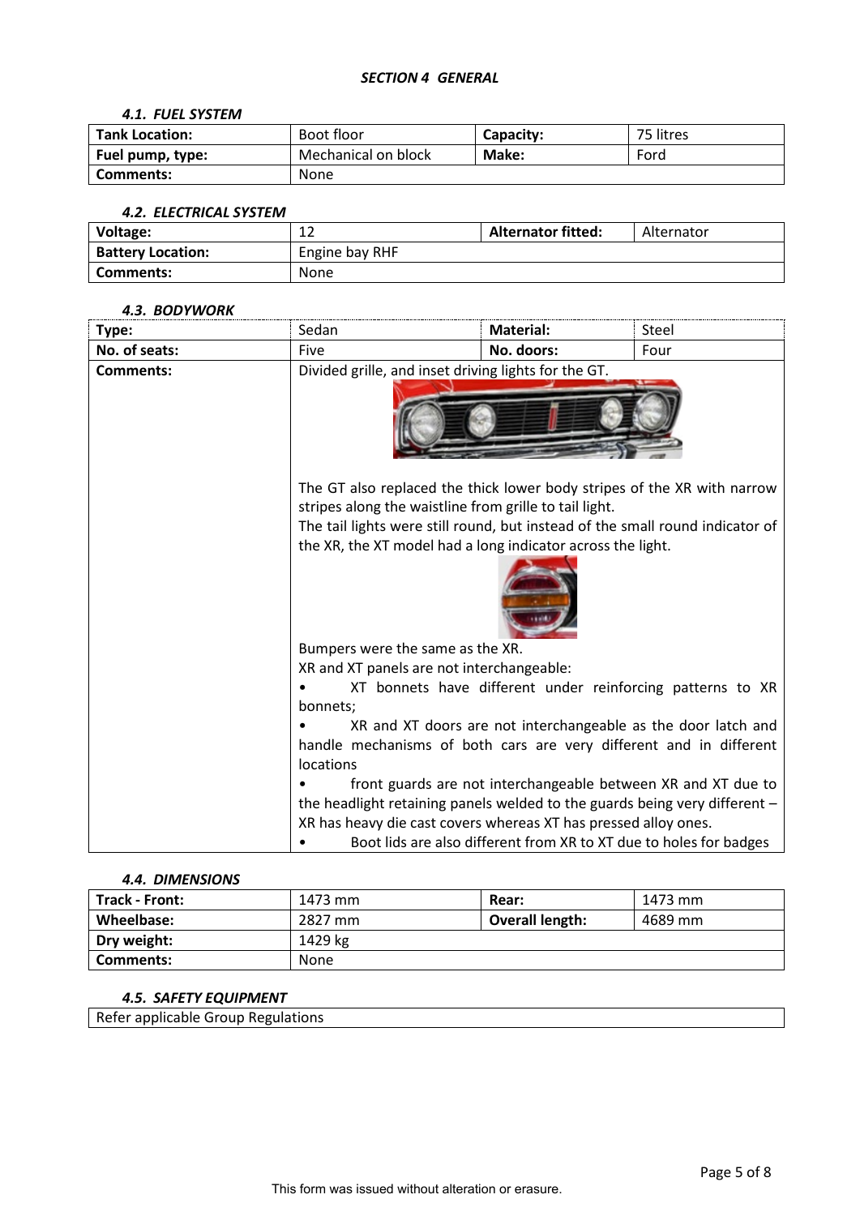### *SECTION 4 GENERAL*

#### *4.1. FUEL SYSTEM*

| **Tank Location:** | Boot floor | **Capacity:** | 75 litres |
|---|---|---|---|
| **Fuel pump, type:** | Mechanical on block | **Make:** | Ford |
| **Comments:** | None | | |

#### *4.2. ELECTRICAL SYSTEM*

| **Voltage:** | 12 | **Alternator fitted:** | Alternator |
|---|---|---|---|
| **Battery Location:** | Engine bay RHF | | |
| **Comments:** | None | | |

#### *4.3. BODYWORK*

| **Type:** | Sedan | **Material:** | Steel |
|---|---|---|---|
| **No. of seats:** | Five | **No. doors:** | Four |
| **Comments:** | Divided grille, and inset driving lights for the GT.<br><br>The GT also replaced the thick lower body stripes of the XR with narrow stripes along the waistline from grille to tail light.<br>The tail lights were still round, but instead of the small round indicator of the XR, the XT model had a long indicator across the light.<br><br>Bumpers were the same as the XR.<br>XR and XT panels are not interchangeable:<br>• XT bonnets have different under reinforcing patterns to XR bonnets;<br>• XR and XT doors are not interchangeable as the door latch and handle mechanisms of both cars are very different and in different locations<br>• front guards are not interchangeable between XR and XT due to the headlight retaining panels welded to the guards being very different – XR has heavy die cast covers whereas XT has pressed alloy ones.<br>• Boot lids are also different from XR to XT due to holes for badges | | |

#### *4.4. DIMENSIONS*

| **Track - Front:** | 1473 mm | **Rear:** | 1473 mm |
|---|---|---|---|
| **Wheelbase:** | 2827 mm | **Overall length:** | 4689 mm |
| **Dry weight:** | 1429 kg | | |
| **Comments:** | None | | |

#### *4.5. SAFETY EQUIPMENT*

Refer applicable Group Regulations

This form was issued without alteration or erasure.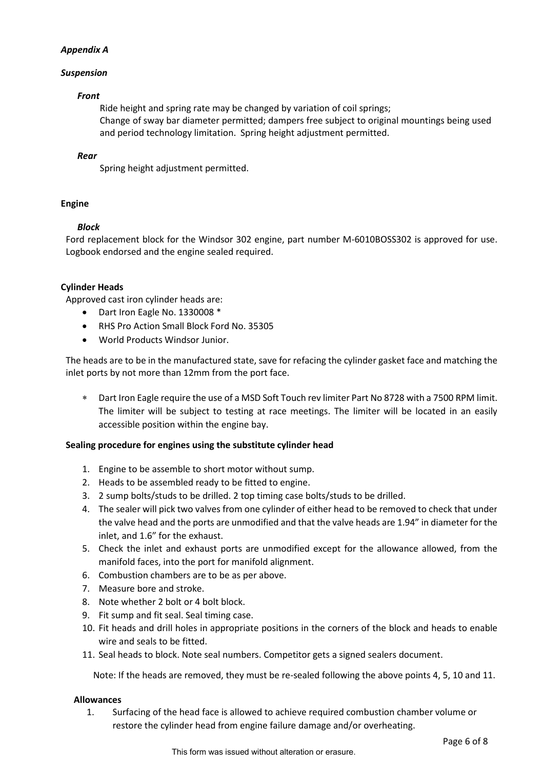*Appendix A*

*Suspension*

*Front*

Ride height and spring rate may be changed by variation of coil springs;
Change of sway bar diameter permitted; dampers free subject to original mountings being used and period technology limitation. Spring height adjustment permitted.

*Rear*

Spring height adjustment permitted.

**Engine**

*Block*

Ford replacement block for the Windsor 302 engine, part number M-6010BOSS302 is approved for use. Logbook endorsed and the engine sealed required.

**Cylinder Heads**

Approved cast iron cylinder heads are:

- Dart Iron Eagle No. 1330008 *
- RHS Pro Action Small Block Ford No. 35305
- World Products Windsor Junior.

The heads are to be in the manufactured state, save for refacing the cylinder gasket face and matching the inlet ports by not more than 12mm from the port face.

- * Dart Iron Eagle require the use of a MSD Soft Touch rev limiter Part No 8728 with a 7500 RPM limit. The limiter will be subject to testing at race meetings. The limiter will be located in an easily accessible position within the engine bay.

**Sealing procedure for engines using the substitute cylinder head**

1. Engine to be assemble to short motor without sump.
2. Heads to be assembled ready to be fitted to engine.
3. 2 sump bolts/studs to be drilled. 2 top timing case bolts/studs to be drilled.
4. The sealer will pick two valves from one cylinder of either head to be removed to check that under the valve head and the ports are unmodified and that the valve heads are 1.94” in diameter for the inlet, and 1.6” for the exhaust.
5. Check the inlet and exhaust ports are unmodified except for the allowance allowed, from the manifold faces, into the port for manifold alignment.
6. Combustion chambers are to be as per above.
7. Measure bore and stroke.
8. Note whether 2 bolt or 4 bolt block.
9. Fit sump and fit seal. Seal timing case.
10. Fit heads and drill holes in appropriate positions in the corners of the block and heads to enable wire and seals to be fitted.
11. Seal heads to block. Note seal numbers. Competitor gets a signed sealers document.

Note: If the heads are removed, they must be re-sealed following the above points 4, 5, 10 and 11.

**Allowances**

1. Surfacing of the head face is allowed to achieve required combustion chamber volume or restore the cylinder head from engine failure damage and/or overheating.

This form was issued without alteration or erasure.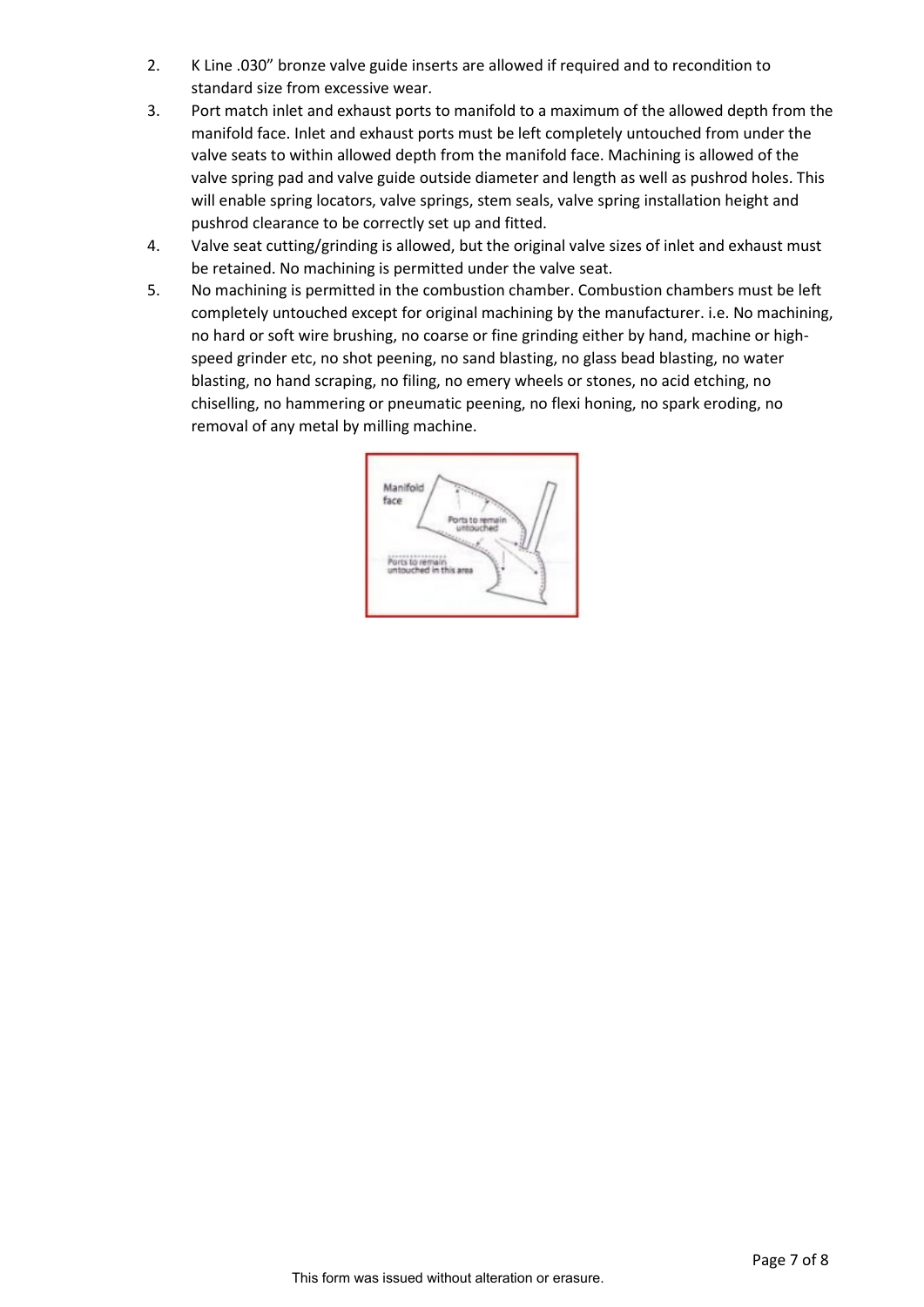2. K Line .030" bronze valve guide inserts are allowed if required and to recondition to standard size from excessive wear.
3. Port match inlet and exhaust ports to manifold to a maximum of the allowed depth from the manifold face. Inlet and exhaust ports must be left completely untouched from under the valve seats to within allowed depth from the manifold face. Machining is allowed of the valve spring pad and valve guide outside diameter and length as well as pushrod holes. This will enable spring locators, valve springs, stem seals, valve spring installation height and pushrod clearance to be correctly set up and fitted.
4. Valve seat cutting/grinding is allowed, but the original valve sizes of inlet and exhaust must be retained. No machining is permitted under the valve seat.
5. No machining is permitted in the combustion chamber. Combustion chambers must be left completely untouched except for original machining by the manufacturer. i.e. No machining, no hard or soft wire brushing, no coarse or fine grinding either by hand, machine or high-speed grinder etc, no shot peening, no sand blasting, no glass bead blasting, no water blasting, no hand scraping, no filing, no emery wheels or stones, no acid etching, no chiselling, no hammering or pneumatic peening, no flexi honing, no spark eroding, no removal of any metal by milling machine.

This form was issued without alteration or erasure.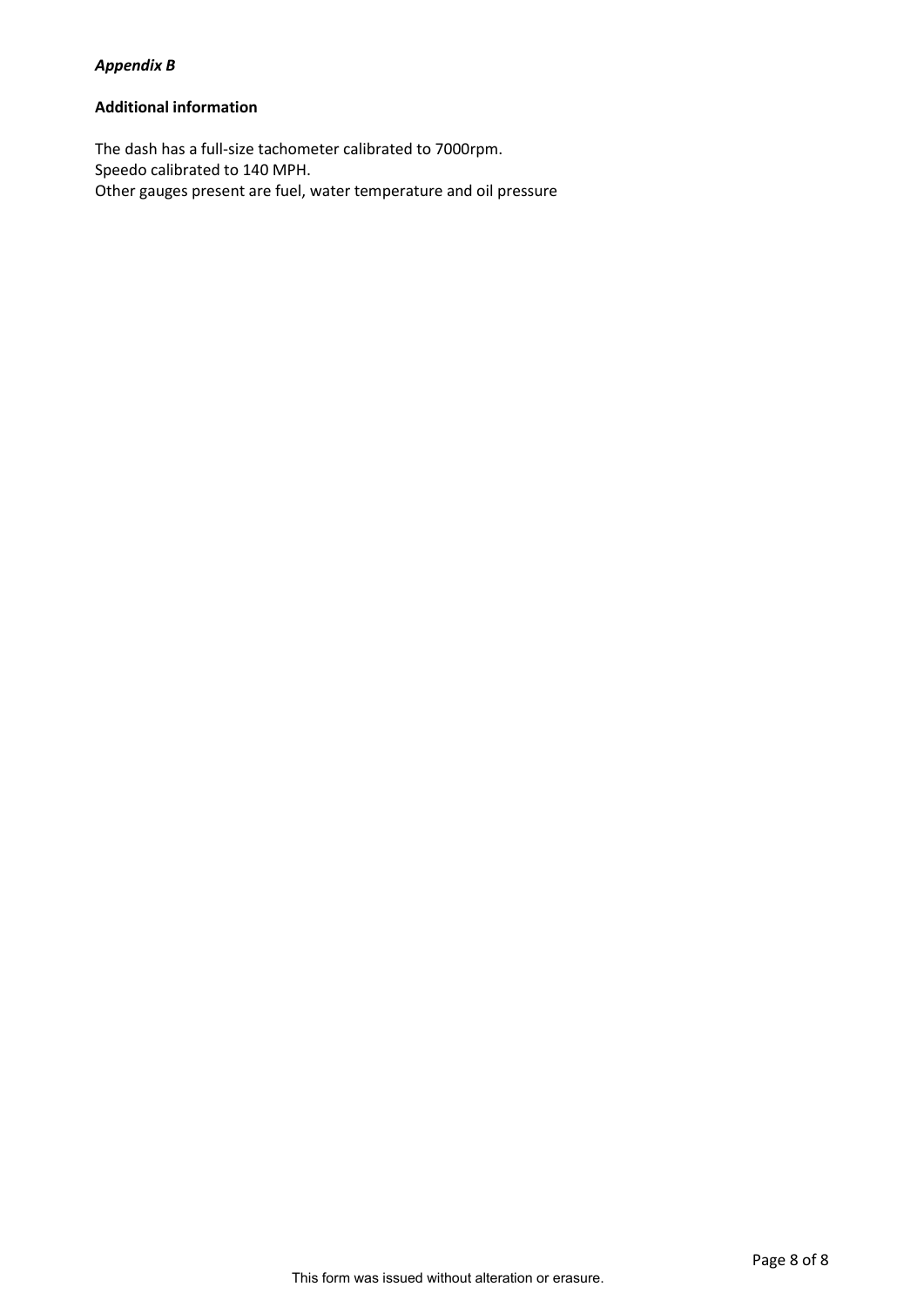*Appendix B*

**Additional information**

The dash has a full-size tachometer calibrated to 7000rpm.
Speedo calibrated to 140 MPH.
Other gauges present are fuel, water temperature and oil pressure

This form was issued without alteration or erasure.